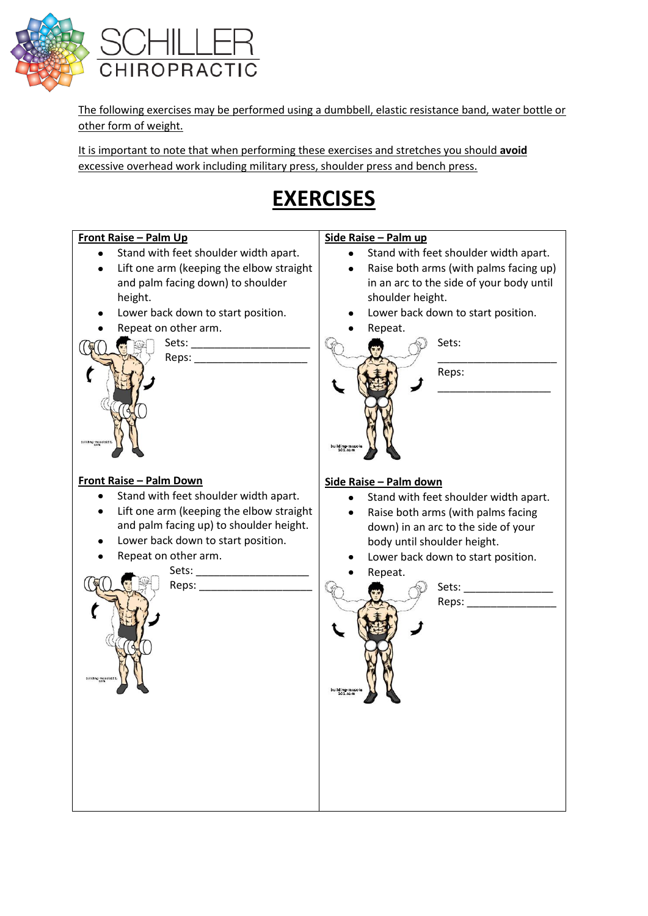SCHILLER CHIROPRACTIC

The following exercises may be performed using a dumbbell, elastic resistance band, water bottle or other form of weight.

It is important to note that when performing these exercises and stretches you should **avoid** excessive overhead work including military press, shoulder press and bench press.

# EXERCISES

### Front Raise – Palm Up

- Stand with feet shoulder width apart.
- Lift one arm (keeping the elbow straight and palm facing down) to shoulder height.
- Lower back down to start position.
- Repeat on other arm.

Sets: ____________________

Reps: ____________________

### Side Raise – Palm up

- Stand with feet shoulder width apart.
- Raise both arms (with palms facing up) in an arc to the side of your body until shoulder height.
- Lower back down to start position.
- Repeat.

Sets: ____________________

Reps: ____________________

### Front Raise – Palm Down

- Stand with feet shoulder width apart.
- Lift one arm (keeping the elbow straight and palm facing up) to shoulder height.
- Lower back down to start position.
- Repeat on other arm.

Sets: ____________________

Reps: ____________________

### Side Raise – Palm down

- Stand with feet shoulder width apart.
- Raise both arms (with palms facing down) in an arc to the side of your body until shoulder height.
- Lower back down to start position.
- Repeat.

Sets: _______________

Reps: _______________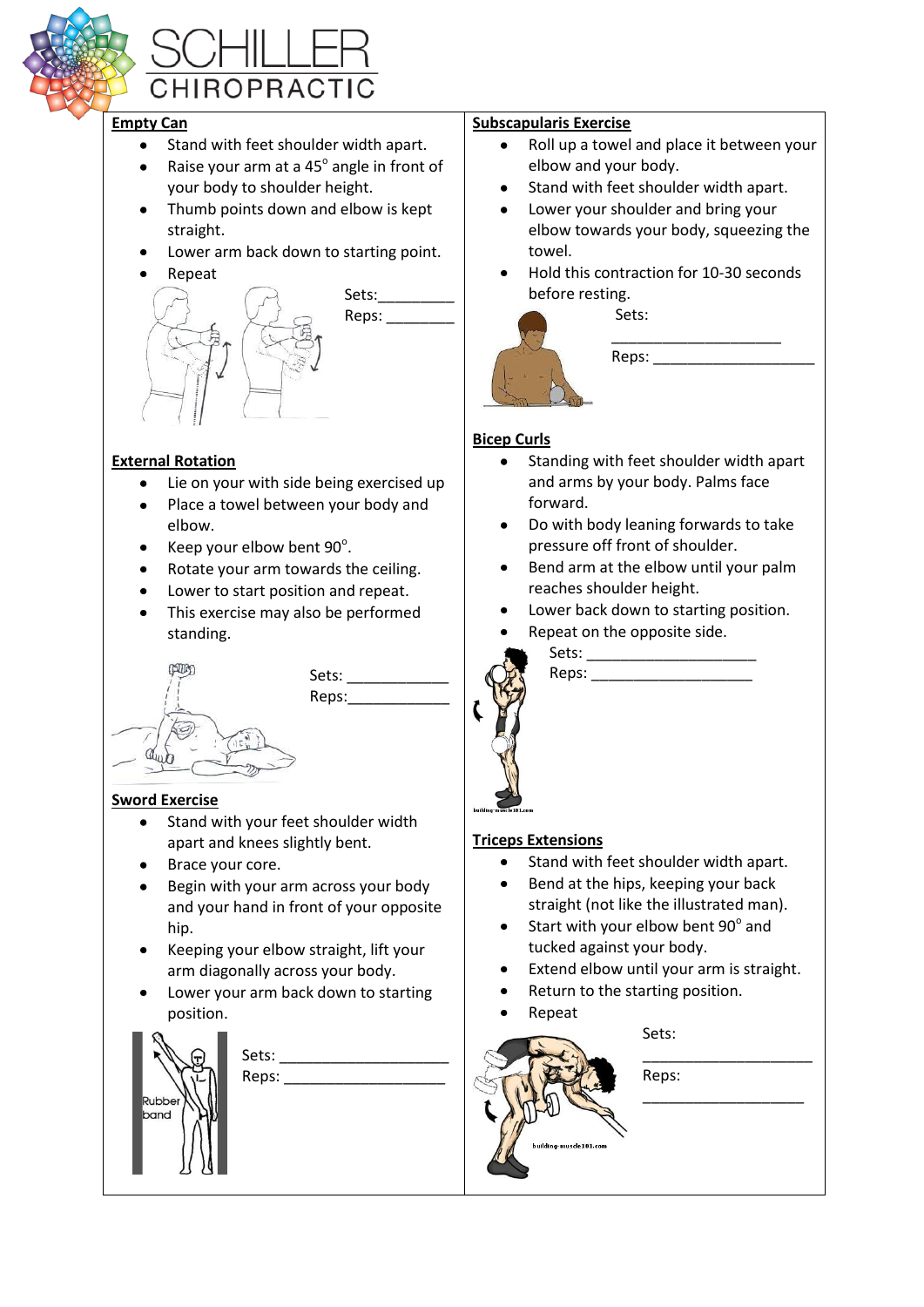**SCHILLER CHIROPRACTIC**

## Empty Can

- Stand with feet shoulder width apart.
- Raise your arm at a 45° angle in front of your body to shoulder height.
- Thumb points down and elbow is kept straight.
- Lower arm back down to starting point.
- Repeat

Sets:_________
Reps: ________

## External Rotation

- Lie on your with side being exercised up
- Place a towel between your body and elbow.
- Keep your elbow bent 90°.
- Rotate your arm towards the ceiling.
- Lower to start position and repeat.
- This exercise may also be performed standing.

Sets: ____________
Reps:____________

## Sword Exercise

- Stand with your feet shoulder width apart and knees slightly bent.
- Brace your core.
- Begin with your arm across your body and your hand in front of your opposite hip.
- Keeping your elbow straight, lift your arm diagonally across your body.
- Lower your arm back down to starting position.

Rubber band

Sets: ____________________
Reps: ___________________

## Subscapularis Exercise

- Roll up a towel and place it between your elbow and your body.
- Stand with feet shoulder width apart.
- Lower your shoulder and bring your elbow towards your body, squeezing the towel.
- Hold this contraction for 10-30 seconds before resting.

Sets: ____________________
Reps: ___________________

## Bicep Curls

- Standing with feet shoulder width apart and arms by your body. Palms face forward.
- Do with body leaning forwards to take pressure off front of shoulder.
- Bend arm at the elbow until your palm reaches shoulder height.
- Lower back down to starting position.
- Repeat on the opposite side.

Sets: ____________________
Reps: ___________________

## Triceps Extensions

- Stand with feet shoulder width apart.
- Bend at the hips, keeping your back straight (not like the illustrated man).
- Start with your elbow bent 90° and tucked against your body.
- Extend elbow until your arm is straight.
- Return to the starting position.
- Repeat

Sets: ____________________
Reps: ___________________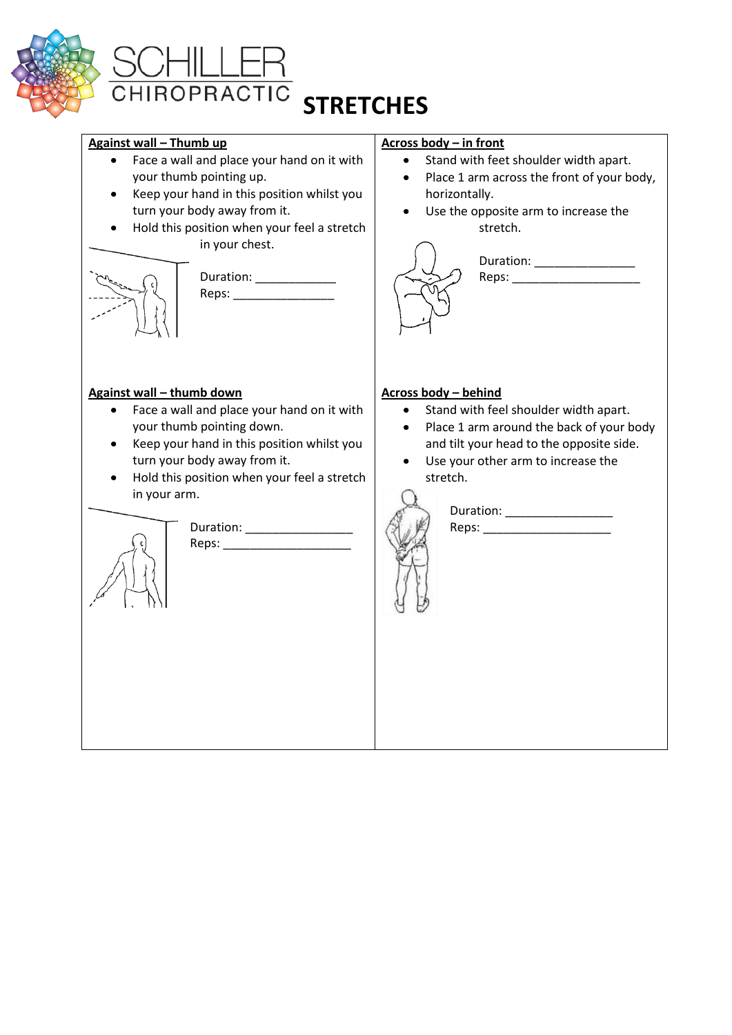SCHILLER CHIROPRACTIC

# STRETCHES

**Against wall – Thumb up**

- Face a wall and place your hand on it with your thumb pointing up.
- Keep your hand in this position whilst you turn your body away from it.
- Hold this position when your feel a stretch in your chest.

Duration: ____________
Reps: ________________

**Against wall – thumb down**

- Face a wall and place your hand on it with your thumb pointing down.
- Keep your hand in this position whilst you turn your body away from it.
- Hold this position when your feel a stretch in your arm.

Duration: ________________
Reps: ____________________

**Across body – in front**

- Stand with feet shoulder width apart.
- Place 1 arm across the front of your body, horizontally.
- Use the opposite arm to increase the stretch.

Duration: _______________
Reps: ____________________

**Across body – behind**

- Stand with feel shoulder width apart.
- Place 1 arm around the back of your body and tilt your head to the opposite side.
- Use your other arm to increase the stretch.

Duration: ________________
Reps: ____________________